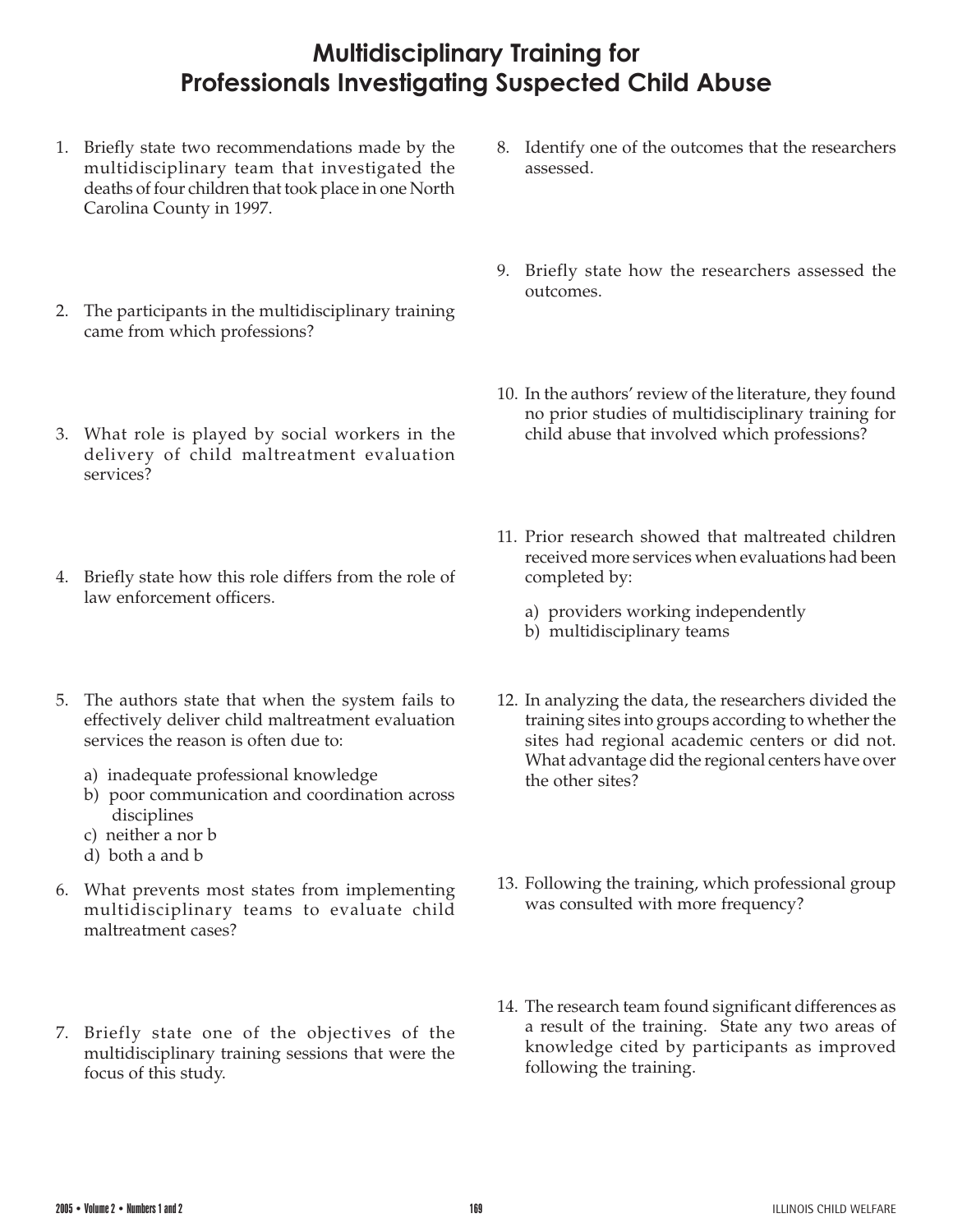# Multidisciplinary Training for Professionals Investigating Suspected Child Abuse

1. Briefly state two recommendations made by the multidisciplinary team that investigated the deaths of four children that took place in one North Carolina County in 1997.

2. The participants in the multidisciplinary training came from which professions?

3. What role is played by social workers in the delivery of child maltreatment evaluation services?

4. Briefly state how this role differs from the role of law enforcement officers.

5. The authors state that when the system fails to effectively deliver child maltreatment evaluation services the reason is often due to:

   a) inadequate professional knowledge
   b) poor communication and coordination across disciplines
   c) neither a nor b
   d) both a and b

6. What prevents most states from implementing multidisciplinary teams to evaluate child maltreatment cases?

7. Briefly state one of the objectives of the multidisciplinary training sessions that were the focus of this study.

8. Identify one of the outcomes that the researchers assessed.

9. Briefly state how the researchers assessed the outcomes.

10. In the authors' review of the literature, they found no prior studies of multidisciplinary training for child abuse that involved which professions?

11. Prior research showed that maltreated children received more services when evaluations had been completed by:

    a) providers working independently
    b) multidisciplinary teams

12. In analyzing the data, the researchers divided the training sites into groups according to whether the sites had regional academic centers or did not. What advantage did the regional centers have over the other sites?

13. Following the training, which professional group was consulted with more frequency?

14. The research team found significant differences as a result of the training. State any two areas of knowledge cited by participants as improved following the training.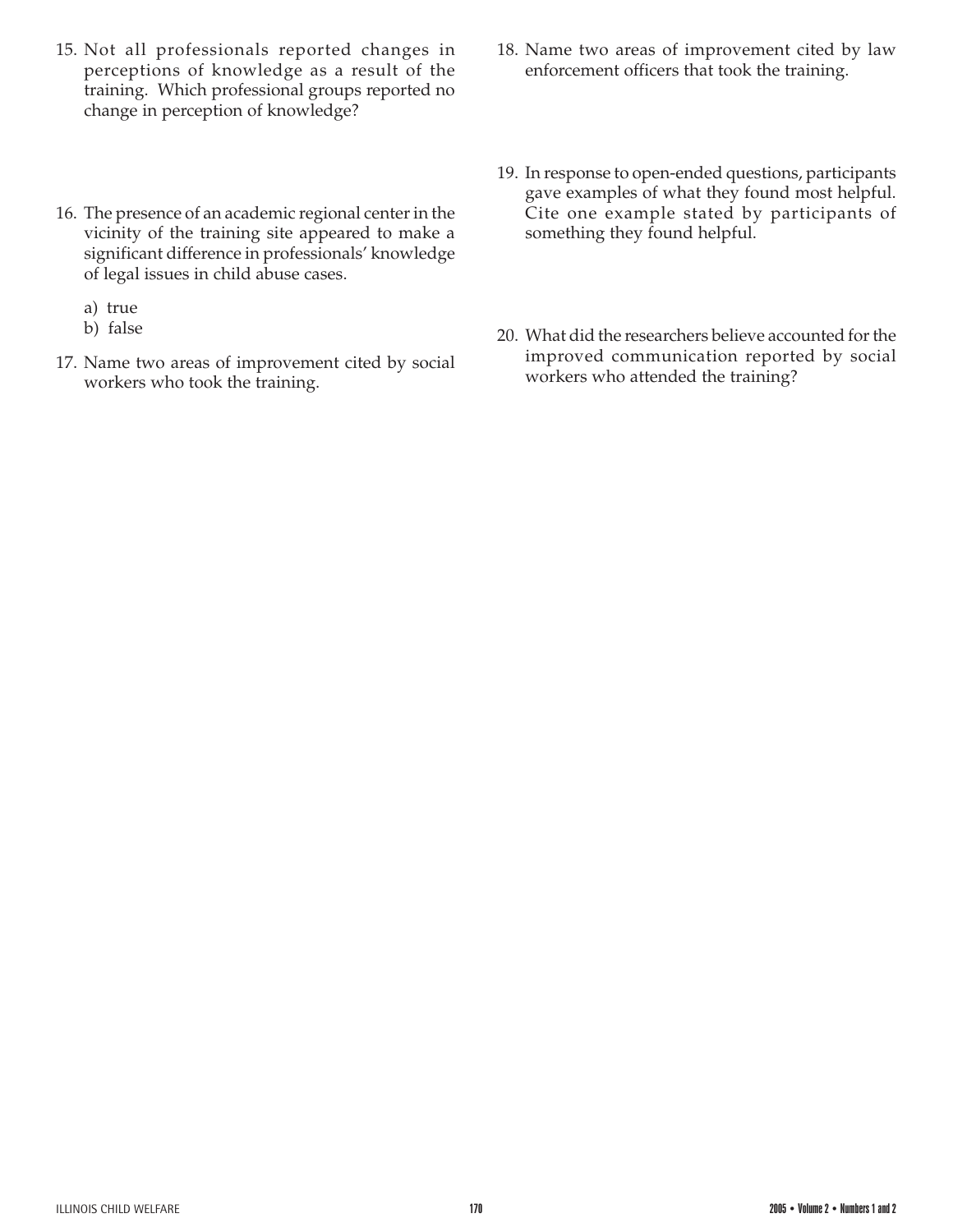15. Not all professionals reported changes in perceptions of knowledge as a result of the training. Which professional groups reported no change in perception of knowledge?

16. The presence of an academic regional center in the vicinity of the training site appeared to make a significant difference in professionals' knowledge of legal issues in child abuse cases.

    a) true
    b) false

17. Name two areas of improvement cited by social workers who took the training.

18. Name two areas of improvement cited by law enforcement officers that took the training.

19. In response to open-ended questions, participants gave examples of what they found most helpful. Cite one example stated by participants of something they found helpful.

20. What did the researchers believe accounted for the improved communication reported by social workers who attended the training?